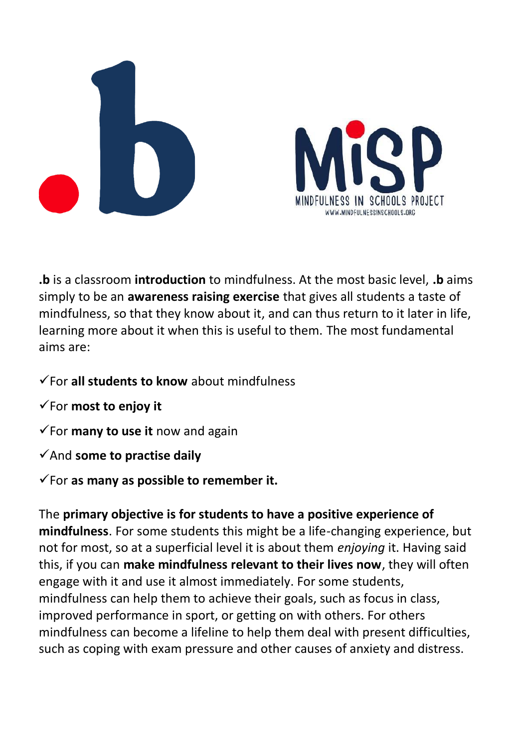**.b** is a classroom **introduction** to mindfulness. At the most basic level, **.b** aims simply to be an **awareness raising exercise** that gives all students a taste of mindfulness, so that they know about it, and can thus return to it later in life, learning more about it when this is useful to them. The most fundamental aims are:

- ✓For **all students to know** about mindfulness
- ✓For **most to enjoy it**
- ✓For **many to use it** now and again
- ✓And **some to practise daily**
- ✓For **as many as possible to remember it.**

The **primary objective is for students to have a positive experience of mindfulness**. For some students this might be a life-changing experience, but not for most, so at a superficial level it is about them *enjoying* it. Having said this, if you can **make mindfulness relevant to their lives now**, they will often engage with it and use it almost immediately. For some students, mindfulness can help them to achieve their goals, such as focus in class, improved performance in sport, or getting on with others. For others mindfulness can become a lifeline to help them deal with present difficulties, such as coping with exam pressure and other causes of anxiety and distress.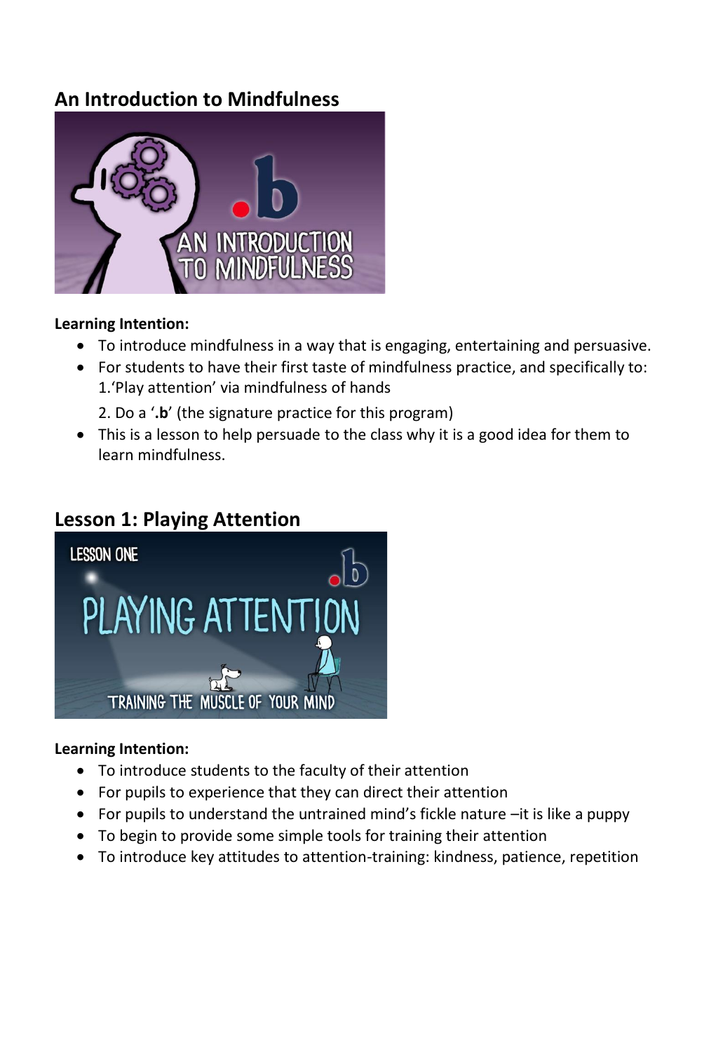## An Introduction to Mindfulness

**Learning Intention:**

- To introduce mindfulness in a way that is engaging, entertaining and persuasive.
- For students to have their first taste of mindfulness practice, and specifically to:
  1. 'Play attention' via mindfulness of hands
  2. Do a '**.b**' (the signature practice for this program)
- This is a lesson to help persuade to the class why it is a good idea for them to learn mindfulness.

## Lesson 1: Playing Attention

**Learning Intention:**

- To introduce students to the faculty of their attention
- For pupils to experience that they can direct their attention
- For pupils to understand the untrained mind's fickle nature –it is like a puppy
- To begin to provide some simple tools for training their attention
- To introduce key attitudes to attention-training: kindness, patience, repetition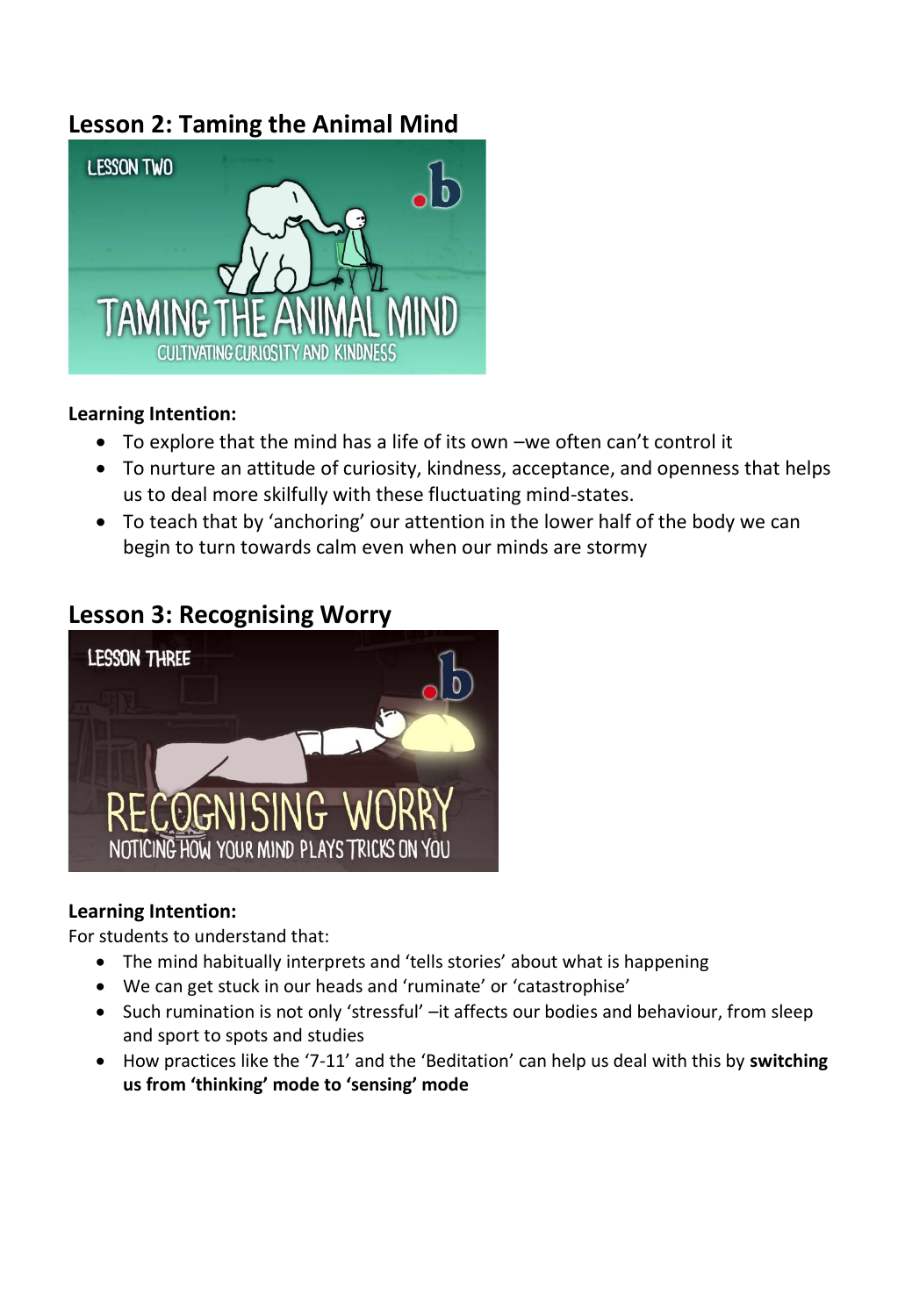## Lesson 2: Taming the Animal Mind

**Learning Intention:**

- To explore that the mind has a life of its own –we often can't control it
- To nurture an attitude of curiosity, kindness, acceptance, and openness that helps us to deal more skilfully with these fluctuating mind-states.
- To teach that by 'anchoring' our attention in the lower half of the body we can begin to turn towards calm even when our minds are stormy

## Lesson 3: Recognising Worry

**Learning Intention:**

For students to understand that:

- The mind habitually interprets and 'tells stories' about what is happening
- We can get stuck in our heads and 'ruminate' or 'catastrophise'
- Such rumination is not only 'stressful' –it affects our bodies and behaviour, from sleep and sport to spots and studies
- How practices like the '7-11' and the 'Beditation' can help us deal with this by **switching us from 'thinking' mode to 'sensing' mode**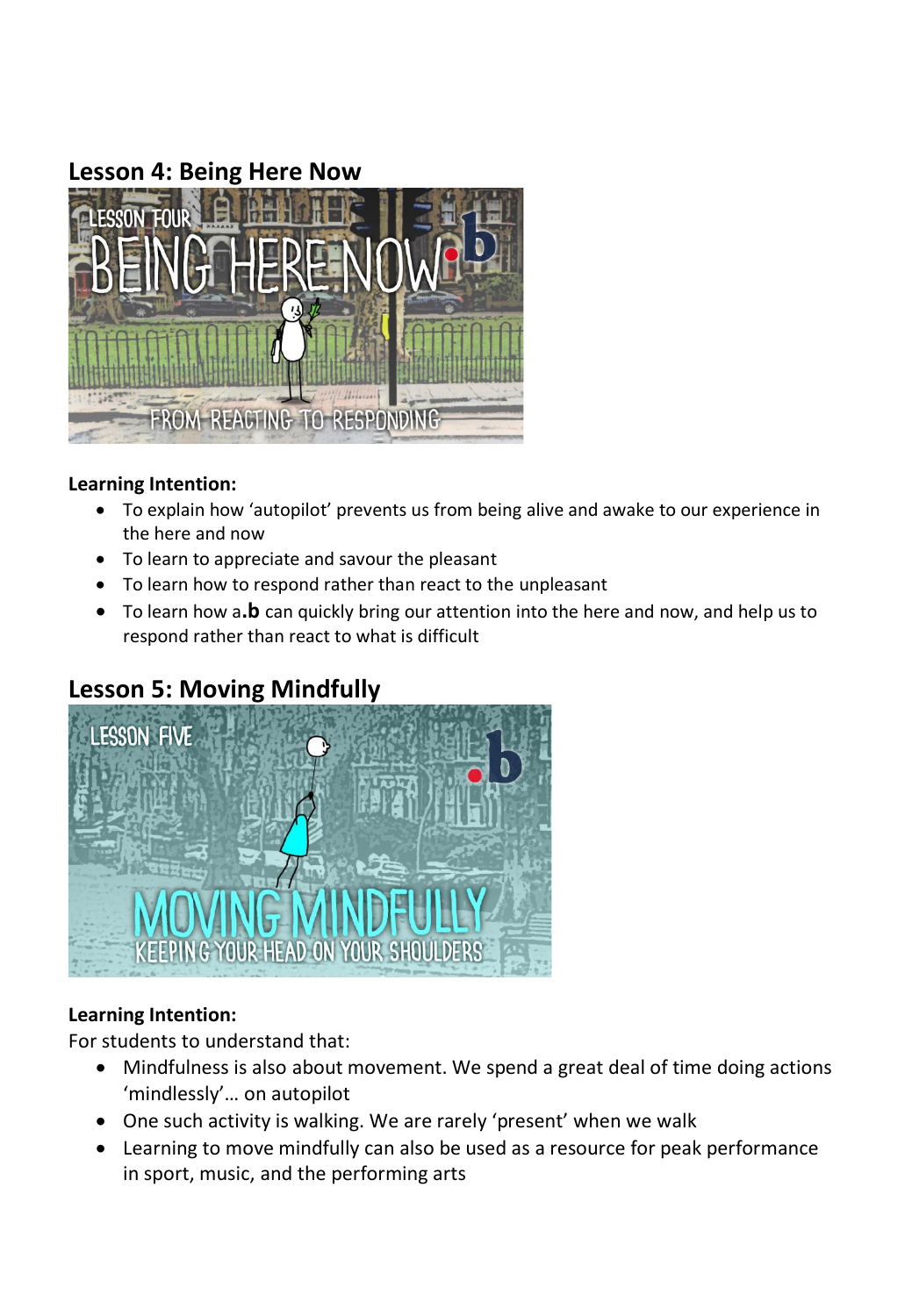## Lesson 4: Being Here Now

**Learning Intention:**

- To explain how 'autopilot' prevents us from being alive and awake to our experience in the here and now
- To learn to appreciate and savour the pleasant
- To learn how to respond rather than react to the unpleasant
- To learn how a **.b** can quickly bring our attention into the here and now, and help us to respond rather than react to what is difficult

## Lesson 5: Moving Mindfully

**Learning Intention:**

For students to understand that:

- Mindfulness is also about movement. We spend a great deal of time doing actions 'mindlessly'… on autopilot
- One such activity is walking. We are rarely 'present' when we walk
- Learning to move mindfully can also be used as a resource for peak performance in sport, music, and the performing arts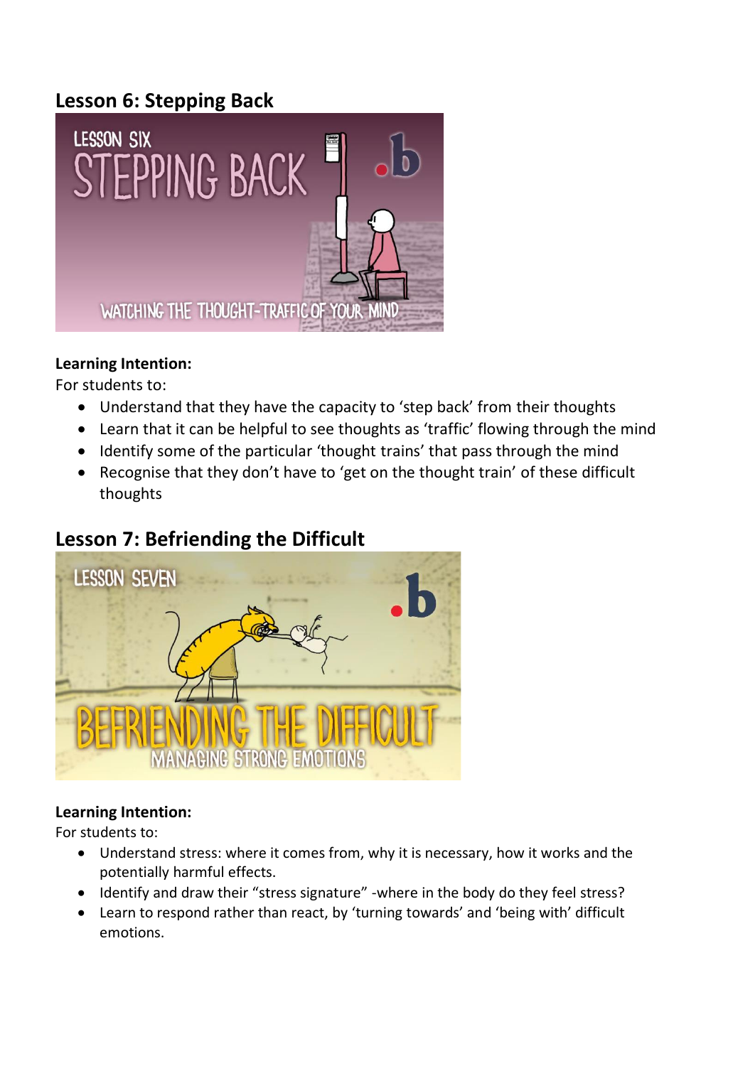## Lesson 6: Stepping Back

**Learning Intention:**
For students to:

- Understand that they have the capacity to 'step back' from their thoughts
- Learn that it can be helpful to see thoughts as 'traffic' flowing through the mind
- Identify some of the particular 'thought trains' that pass through the mind
- Recognise that they don't have to 'get on the thought train' of these difficult thoughts

## Lesson 7: Befriending the Difficult

**Learning Intention:**
For students to:

- Understand stress: where it comes from, why it is necessary, how it works and the potentially harmful effects.
- Identify and draw their "stress signature" -where in the body do they feel stress?
- Learn to respond rather than react, by 'turning towards' and 'being with' difficult emotions.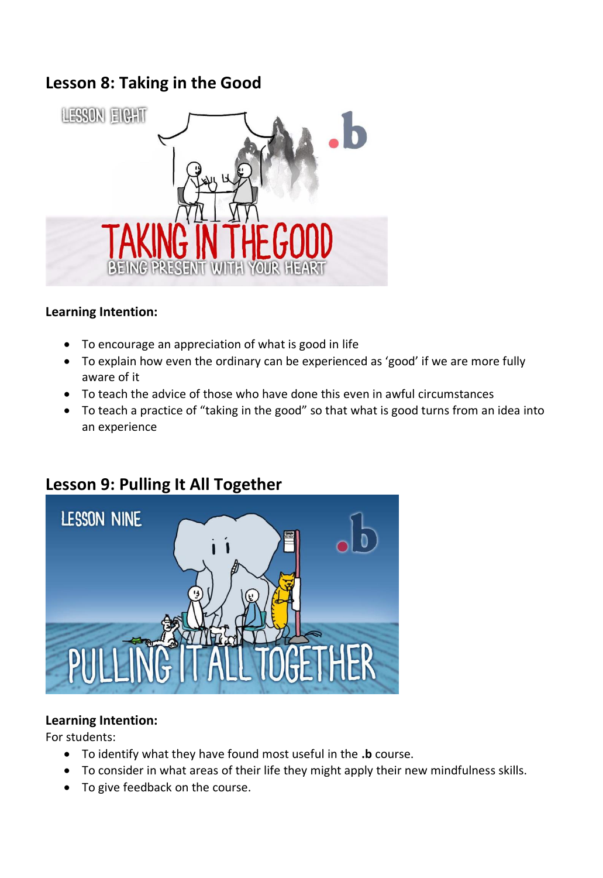## Lesson 8: Taking in the Good

**Learning Intention:**

- To encourage an appreciation of what is good in life
- To explain how even the ordinary can be experienced as 'good' if we are more fully aware of it
- To teach the advice of those who have done this even in awful circumstances
- To teach a practice of "taking in the good" so that what is good turns from an idea into an experience

## Lesson 9: Pulling It All Together

**Learning Intention:**
For students:

- To identify what they have found most useful in the **.b** course.
- To consider in what areas of their life they might apply their new mindfulness skills.
- To give feedback on the course.